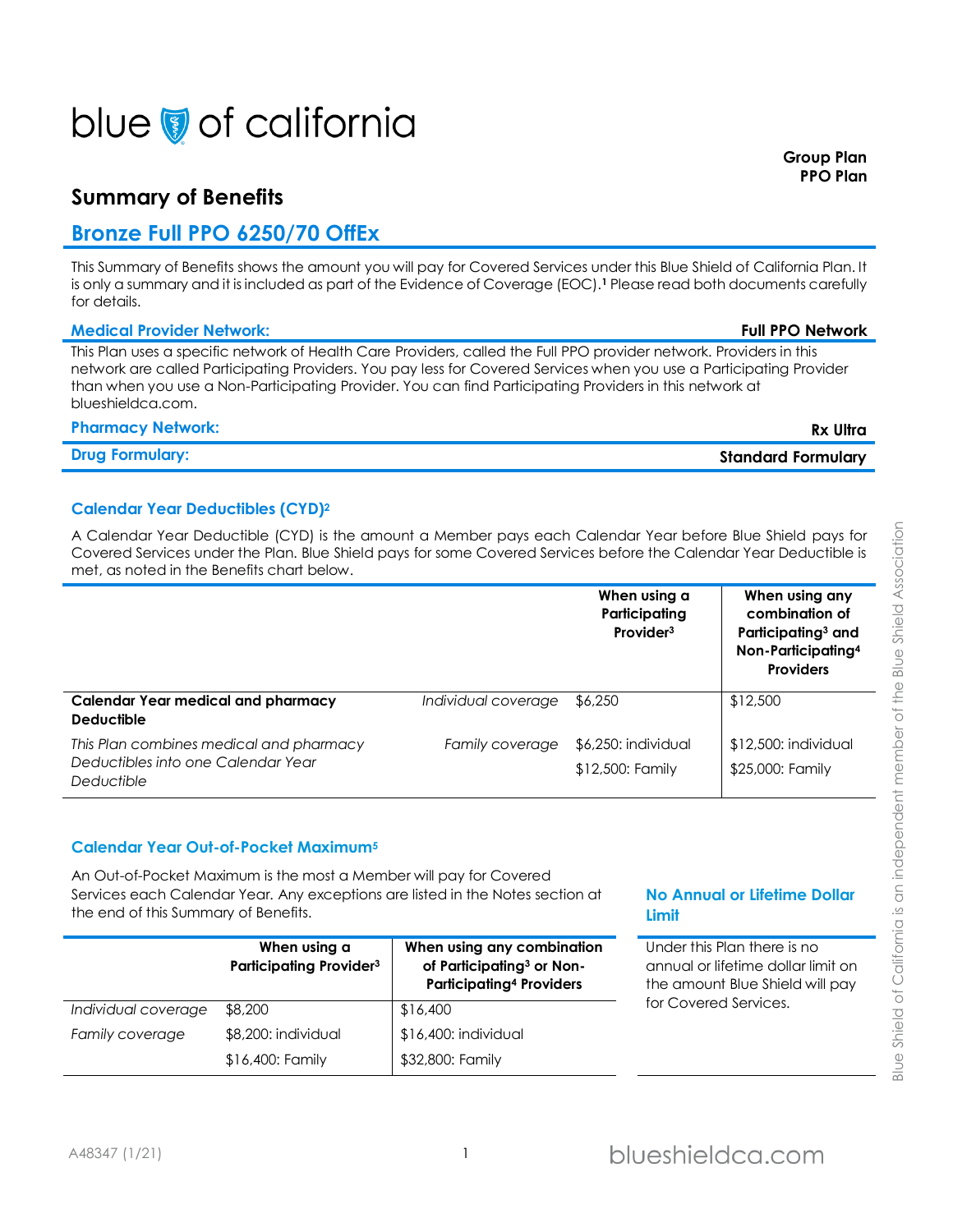blue of california

**Group Plan**
**PPO Plan**

# Summary of Benefits

## Bronze Full PPO 6250/70 OffEx

This Summary of Benefits shows the amount you will pay for Covered Services under this Blue Shield of California Plan. It is only a summary and it is included as part of the Evidence of Coverage (EOC).[1] Please read both documents carefully for details.

**Medical Provider Network:** **Full PPO Network**

This Plan uses a specific network of Health Care Providers, called the Full PPO provider network. Providers in this network are called Participating Providers. You pay less for Covered Services when you use a Participating Provider than when you use a Non-Participating Provider. You can find Participating Providers in this network at blueshieldca.com.

**Pharmacy Network:** **Rx Ultra**

**Drug Formulary:** **Standard Formulary**

### Calendar Year Deductibles (CYD)[2]

A Calendar Year Deductible (CYD) is the amount a Member pays each Calendar Year before Blue Shield pays for Covered Services under the Plan. Blue Shield pays for some Covered Services before the Calendar Year Deductible is met, as noted in the Benefits chart below.

| | | When using a Participating Provider[3] | When using any combination of Participating[3] and Non-Participating[4] Providers |
|---|---|---|---|
| **Calendar Year medical and pharmacy Deductible** | *Individual coverage* | $6,250 | $12,500 |
| *This Plan combines medical and pharmacy Deductibles into one Calendar Year Deductible* | *Family coverage* | $6,250: individual<br>$12,500: Family | $12,500: individual<br>$25,000: Family |

### Calendar Year Out-of-Pocket Maximum[5]

An Out-of-Pocket Maximum is the most a Member will pay for Covered Services each Calendar Year. Any exceptions are listed in the Notes section at the end of this Summary of Benefits.

| | When using a Participating Provider[3] | When using any combination of Participating[3] or Non-Participating[4] Providers |
|---|---|---|
| *Individual coverage* | $8,200 | $16,400 |
| *Family coverage* | $8,200: individual<br>$16,400: Family | $16,400: individual<br>$32,800: Family |

### No Annual or Lifetime Dollar Limit

Under this Plan there is no annual or lifetime dollar limit on the amount Blue Shield will pay for Covered Services.

Blue Shield of California is an independent member of the Blue Shield Association

A48347 (1/21)

blueshieldca.com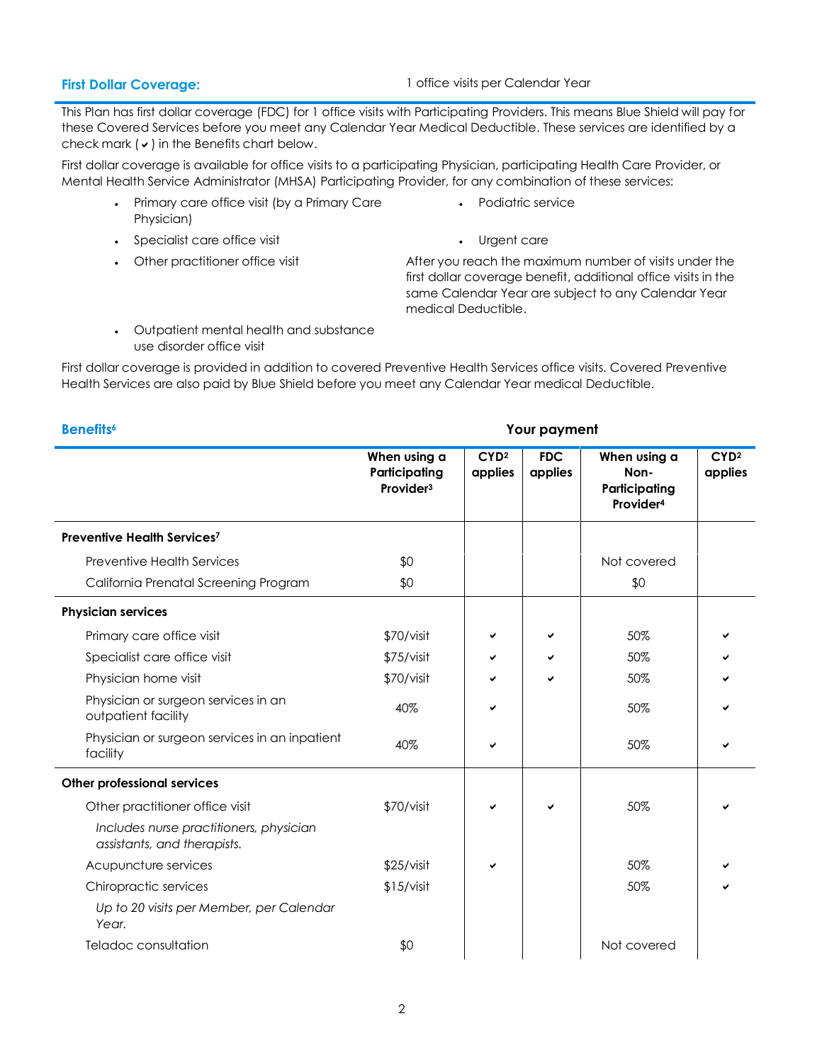### First Dollar Coverage:

1 office visits per Calendar Year

This Plan has first dollar coverage (FDC) for 1 office visits with Participating Providers. This means Blue Shield will pay for these Covered Services before you meet any Calendar Year Medical Deductible. These services are identified by a check mark (✔) in the Benefits chart below.

First dollar coverage is available for office visits to a participating Physician, participating Health Care Provider, or Mental Health Service Administrator (MHSA) Participating Provider, for any combination of these services:

- Primary care office visit (by a Primary Care Physician)
- Specialist care office visit
- Other practitioner office visit
- Outpatient mental health and substance use disorder office visit
- Podiatric service
- Urgent care

After you reach the maximum number of visits under the first dollar coverage benefit, additional office visits in the same Calendar Year are subject to any Calendar Year medical Deductible.

First dollar coverage is provided in addition to covered Preventive Health Services office visits. Covered Preventive Health Services are also paid by Blue Shield before you meet any Calendar Year medical Deductible.

| Benefits[6] | Your payment | | | | |
|---|---|---|---|---|---|
| | When using a Participating Provider[3] | CYD[2] applies | FDC applies | When using a Non-Participating Provider[4] | CYD[2] applies |
| **Preventive Health Services[7]** | | | | | |
| Preventive Health Services | $0 | | | Not covered | |
| California Prenatal Screening Program | $0 | | | $0 | |
| **Physician services** | | | | | |
| Primary care office visit | $70/visit | ✔ | ✔ | 50% | ✔ |
| Specialist care office visit | $75/visit | ✔ | ✔ | 50% | ✔ |
| Physician home visit | $70/visit | ✔ | ✔ | 50% | ✔ |
| Physician or surgeon services in an outpatient facility | 40% | ✔ | | 50% | ✔ |
| Physician or surgeon services in an inpatient facility | 40% | ✔ | | 50% | ✔ |
| **Other professional services** | | | | | |
| Other practitioner office visit | $70/visit | ✔ | ✔ | 50% | ✔ |
| *Includes nurse practitioners, physician assistants, and therapists.* | | | | | |
| Acupuncture services | $25/visit | ✔ | | 50% | ✔ |
| Chiropractic services | $15/visit | | | 50% | ✔ |
| *Up to 20 visits per Member, per Calendar Year.* | | | | | |
| Teladoc consultation | $0 | | | Not covered | |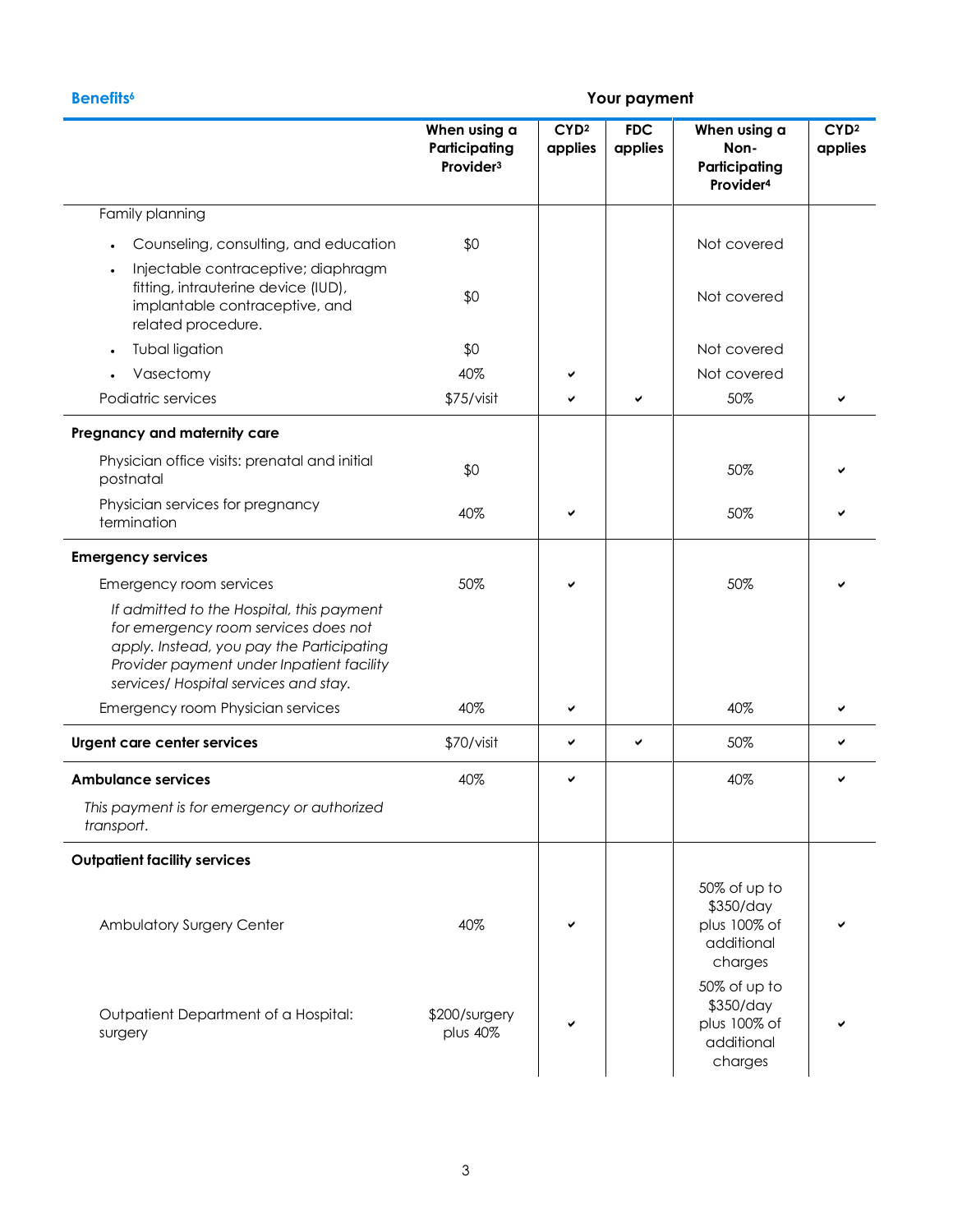| Benefits[6] | Your payment | | | | |
|---|---|---|---|---|---|
| | When using a Participating Provider[3] | CYD[2] applies | FDC applies | When using a Non-Participating Provider[4] | CYD[2] applies |
| Family planning | | | | | |
| • Counseling, consulting, and education | $0 | | | Not covered | |
| • Injectable contraceptive; diaphragm fitting, intrauterine device (IUD), implantable contraceptive, and related procedure. | $0 | | | Not covered | |
| • Tubal ligation | $0 | | | Not covered | |
| • Vasectomy | 40% | ✔ | | Not covered | |
| Podiatric services | $75/visit | ✔ | ✔ | 50% | ✔ |
| **Pregnancy and maternity care** | | | | | |
| Physician office visits: prenatal and initial postnatal | $0 | | | 50% | ✔ |
| Physician services for pregnancy termination | 40% | ✔ | | 50% | ✔ |
| **Emergency services** | | | | | |
| Emergency room services | 50% | ✔ | | 50% | ✔ |
| *If admitted to the Hospital, this payment for emergency room services does not apply. Instead, you pay the Participating Provider payment under Inpatient facility services/ Hospital services and stay.* | | | | | |
| Emergency room Physician services | 40% | ✔ | | 40% | ✔ |
| **Urgent care center services** | $70/visit | ✔ | ✔ | 50% | ✔ |
| **Ambulance services** | 40% | ✔ | | 40% | ✔ |
| *This payment is for emergency or authorized transport.* | | | | | |
| **Outpatient facility services** | | | | | |
| Ambulatory Surgery Center | 40% | ✔ | | 50% of up to $350/day plus 100% of additional charges | ✔ |
| Outpatient Department of a Hospital: surgery | $200/surgery plus 40% | ✔ | | 50% of up to $350/day plus 100% of additional charges | ✔ |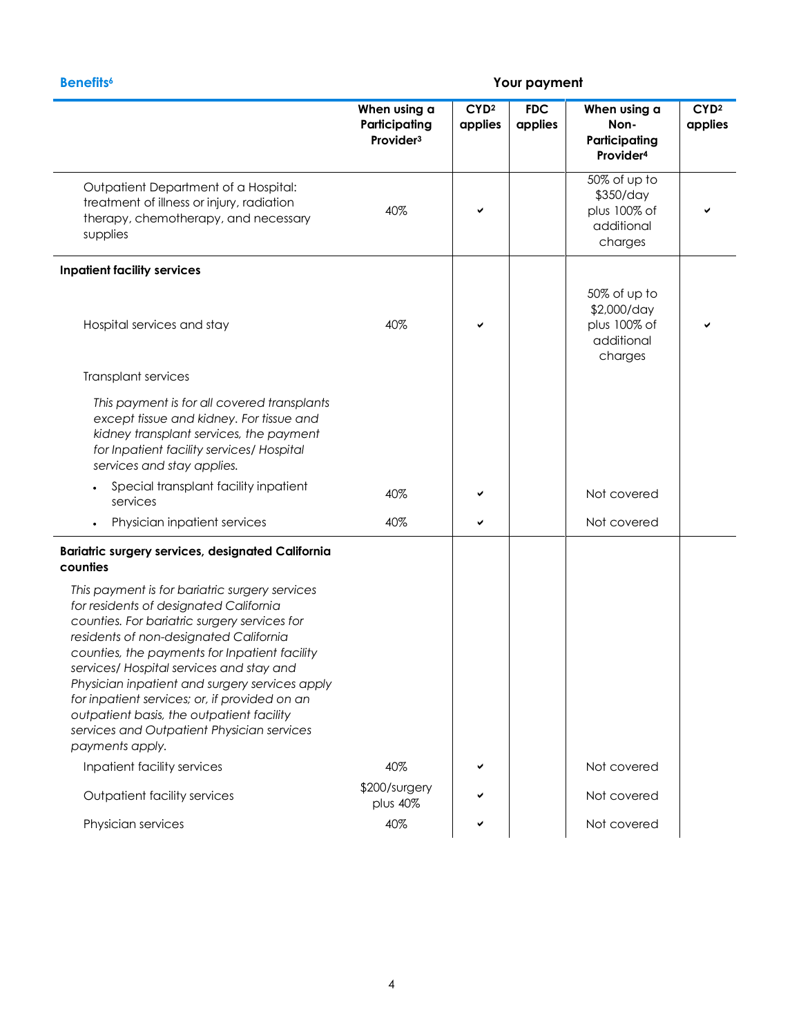| Benefits[6] | Your payment | | | | |
|---|---|---|---|---|---|
| | When using a Participating Provider[3] | CYD[2] applies | FDC applies | When using a Non-Participating Provider[4] | CYD[2] applies |
| Outpatient Department of a Hospital: treatment of illness or injury, radiation therapy, chemotherapy, and necessary supplies | 40% | ✔ | | 50% of up to $350/day plus 100% of additional charges | ✔ |
| **Inpatient facility services** | | | | | |
| Hospital services and stay | 40% | ✔ | | 50% of up to $2,000/day plus 100% of additional charges | ✔ |
| Transplant services | | | | | |
| *This payment is for all covered transplants except tissue and kidney. For tissue and kidney transplant services, the payment for Inpatient facility services/ Hospital services and stay applies.* | | | | | |
| • Special transplant facility inpatient services | 40% | ✔ | | Not covered | |
| • Physician inpatient services | 40% | ✔ | | Not covered | |
| **Bariatric surgery services, designated California counties** | | | | | |
| *This payment is for bariatric surgery services for residents of designated California counties. For bariatric surgery services for residents of non-designated California counties, the payments for Inpatient facility services/ Hospital services and stay and Physician inpatient and surgery services apply for inpatient services; or, if provided on an outpatient basis, the outpatient facility services and Outpatient Physician services payments apply.* | | | | | |
| Inpatient facility services | 40% | ✔ | | Not covered | |
| Outpatient facility services | $200/surgery plus 40% | ✔ | | Not covered | |
| Physician services | 40% | ✔ | | Not covered | |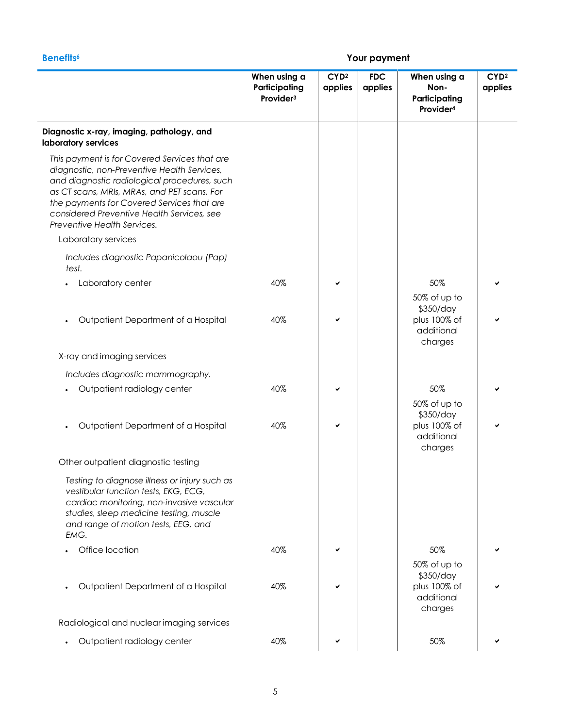| Benefits[6] | Your payment | | | | |
|---|---|---|---|---|---|
| | When using a Participating Provider[3] | CYD[2] applies | FDC applies | When using a Non-Participating Provider[4] | CYD[2] applies |
| **Diagnostic x-ray, imaging, pathology, and laboratory services** | | | | | |
| *This payment is for Covered Services that are diagnostic, non-Preventive Health Services, and diagnostic radiological procedures, such as CT scans, MRIs, MRAs, and PET scans. For the payments for Covered Services that are considered Preventive Health Services, see Preventive Health Services.* | | | | | |
| Laboratory services | | | | | |
| *Includes diagnostic Papanicolaou (Pap) test.* | | | | | |
| • Laboratory center | 40% | ✔ | | 50% | ✔ |
| • Outpatient Department of a Hospital | 40% | ✔ | | 50% of up to $350/day plus 100% of additional charges | ✔ |
| X-ray and imaging services | | | | | |
| *Includes diagnostic mammography.* | | | | | |
| • Outpatient radiology center | 40% | ✔ | | 50% | ✔ |
| • Outpatient Department of a Hospital | 40% | ✔ | | 50% of up to $350/day plus 100% of additional charges | ✔ |
| Other outpatient diagnostic testing | | | | | |
| *Testing to diagnose illness or injury such as vestibular function tests, EKG, ECG, cardiac monitoring, non-invasive vascular studies, sleep medicine testing, muscle and range of motion tests, EEG, and EMG.* | | | | | |
| • Office location | 40% | ✔ | | 50% | ✔ |
| • Outpatient Department of a Hospital | 40% | ✔ | | 50% of up to $350/day plus 100% of additional charges | ✔ |
| Radiological and nuclear imaging services | | | | | |
| • Outpatient radiology center | 40% | ✔ | | 50% | ✔ |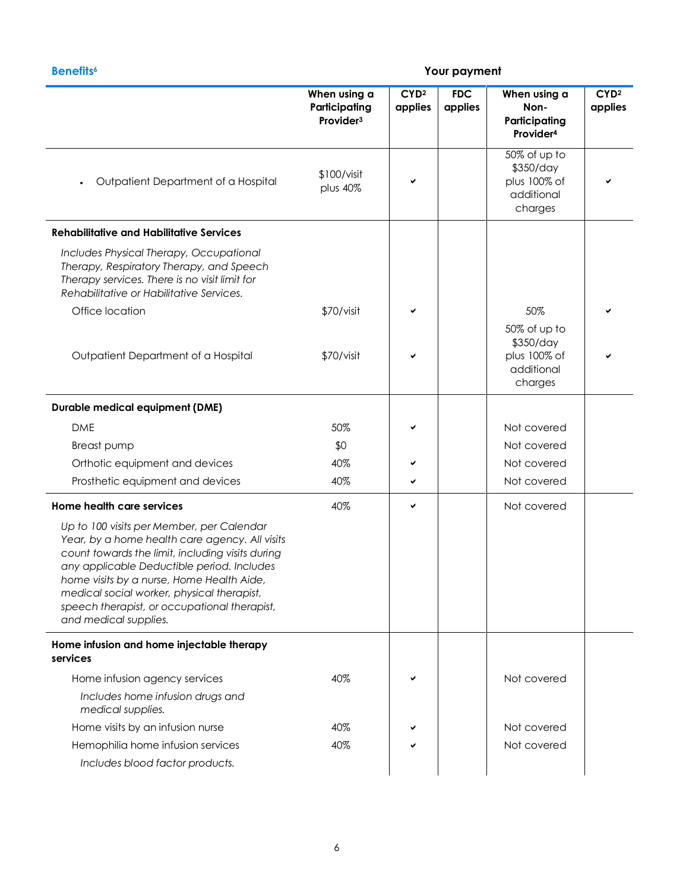| Benefits[6] | Your payment | | | | |
|---|---|---|---|---|---|
| | **When using a Participating Provider[3]** | **CYD[2] applies** | **FDC applies** | **When using a Non-Participating Provider[4]** | **CYD[2] applies** |
| • Outpatient Department of a Hospital | $100/visit plus 40% | ✔ | | 50% of up to $350/day plus 100% of additional charges | ✔ |
| **Rehabilitative and Habilitative Services** | | | | | |
| *Includes Physical Therapy, Occupational Therapy, Respiratory Therapy, and Speech Therapy services. There is no visit limit for Rehabilitative or Habilitative Services.* | | | | | |
| Office location | $70/visit | ✔ | | 50% | ✔ |
| Outpatient Department of a Hospital | $70/visit | ✔ | | 50% of up to $350/day plus 100% of additional charges | ✔ |
| **Durable medical equipment (DME)** | | | | | |
| DME | 50% | ✔ | | Not covered | |
| Breast pump | $0 | | | Not covered | |
| Orthotic equipment and devices | 40% | ✔ | | Not covered | |
| Prosthetic equipment and devices | 40% | ✔ | | Not covered | |
| **Home health care services** | 40% | ✔ | | Not covered | |
| *Up to 100 visits per Member, per Calendar Year, by a home health care agency. All visits count towards the limit, including visits during any applicable Deductible period. Includes home visits by a nurse, Home Health Aide, medical social worker, physical therapist, speech therapist, or occupational therapist, and medical supplies.* | | | | | |
| **Home infusion and home injectable therapy services** | | | | | |
| Home infusion agency services | 40% | ✔ | | Not covered | |
| *Includes home infusion drugs and medical supplies.* | | | | | |
| Home visits by an infusion nurse | 40% | ✔ | | Not covered | |
| Hemophilia home infusion services | 40% | ✔ | | Not covered | |
| *Includes blood factor products.* | | | | | |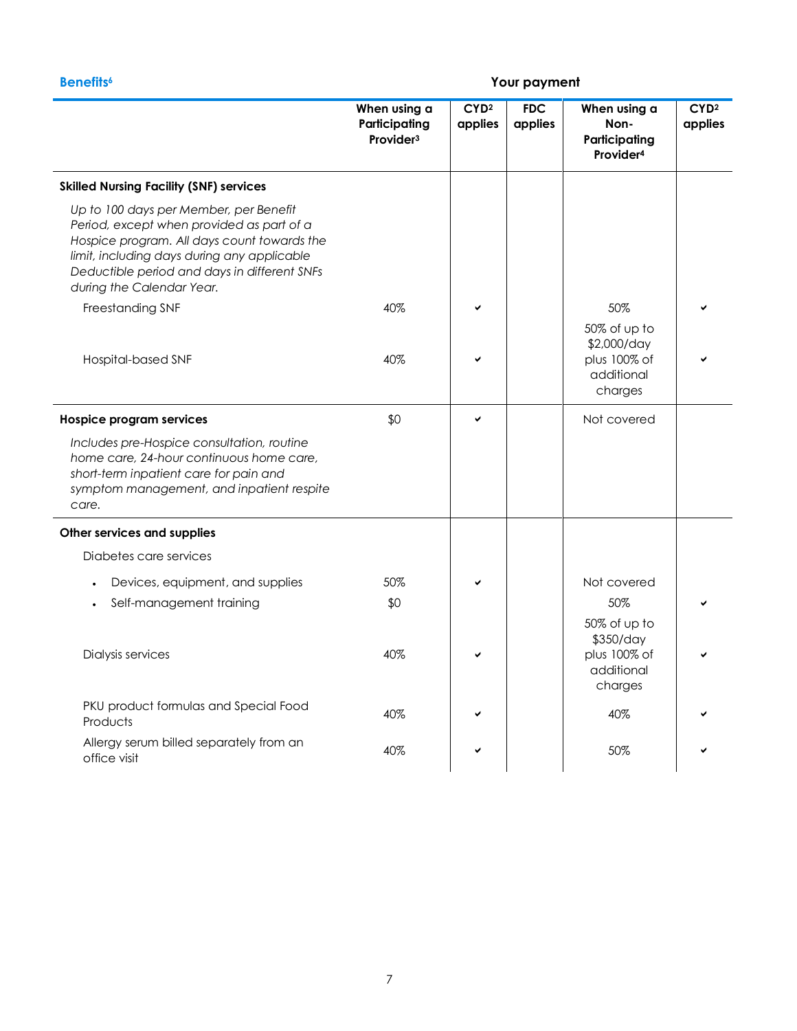| Benefits[6] | Your payment | | | | |
|---|---|---|---|---|---|
| | **When using a Participating Provider[3]** | **CYD[2] applies** | **FDC applies** | **When using a Non-Participating Provider[4]** | **CYD[2] applies** |
| **Skilled Nursing Facility (SNF) services** | | | | | |
| *Up to 100 days per Member, per Benefit Period, except when provided as part of a Hospice program. All days count towards the limit, including days during any applicable Deductible period and days in different SNFs during the Calendar Year.* | | | | | |
| Freestanding SNF | 40% | ✔ | | 50% | ✔ |
| Hospital-based SNF | 40% | ✔ | | 50% of up to $2,000/day plus 100% of additional charges | ✔ |
| **Hospice program services** *Includes pre-Hospice consultation, routine home care, 24-hour continuous home care, short-term inpatient care for pain and symptom management, and inpatient respite care.* | $0 | ✔ | | Not covered | |
| **Other services and supplies** | | | | | |
| Diabetes care services | | | | | |
| • Devices, equipment, and supplies | 50% | ✔ | | Not covered | |
| • Self-management training | $0 | | | 50% | ✔ |
| Dialysis services | 40% | ✔ | | 50% of up to $350/day plus 100% of additional charges | ✔ |
| PKU product formulas and Special Food Products | 40% | ✔ | | 40% | ✔ |
| Allergy serum billed separately from an office visit | 40% | ✔ | | 50% | ✔ |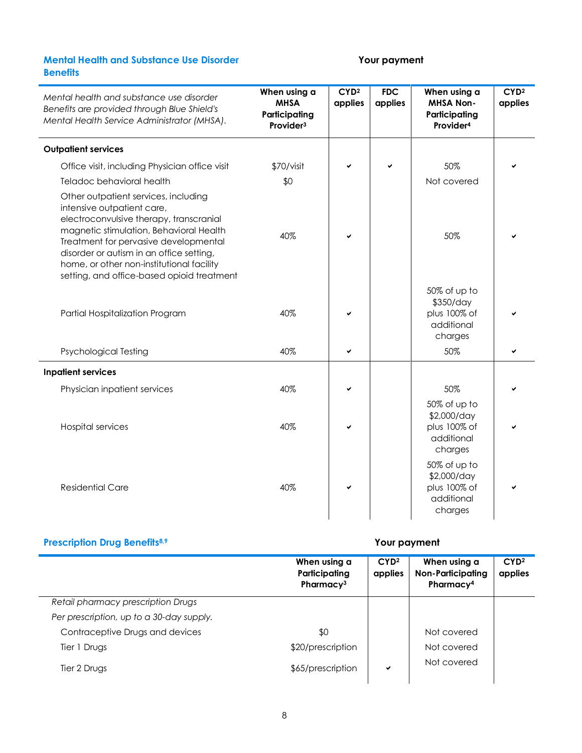## Mental Health and Substance Use Disorder Benefits

**Your payment**

| *Mental health and substance use disorder Benefits are provided through Blue Shield's Mental Health Service Administrator (MHSA).* | When using a MHSA Participating Provider[3] | CYD[2] applies | FDC applies | When using a MHSA Non-Participating Provider[4] | CYD[2] applies |
|---|---|---|---|---|---|
| **Outpatient services** | | | | | |
| Office visit, including Physician office visit | $70/visit | ✔ | ✔ | 50% | ✔ |
| Teladoc behavioral health | $0 | | | Not covered | |
| Other outpatient services, including intensive outpatient care, electroconvulsive therapy, transcranial magnetic stimulation, Behavioral Health Treatment for pervasive developmental disorder or autism in an office setting, home, or other non-institutional facility setting, and office-based opioid treatment | 40% | ✔ | | 50% | ✔ |
| Partial Hospitalization Program | 40% | ✔ | | 50% of up to $350/day plus 100% of additional charges | ✔ |
| Psychological Testing | 40% | ✔ | | 50% | ✔ |
| **Inpatient services** | | | | | |
| Physician inpatient services | 40% | ✔ | | 50% | ✔ |
| Hospital services | 40% | ✔ | | 50% of up to $2,000/day plus 100% of additional charges | ✔ |
| Residential Care | 40% | ✔ | | 50% of up to $2,000/day plus 100% of additional charges | ✔ |

## Prescription Drug Benefits[8,9]

**Your payment**

| | When using a Participating Pharmacy[3] | CYD[2] applies | When using a Non-Participating Pharmacy[4] | CYD[2] applies |
|---|---|---|---|---|
| *Retail pharmacy prescription Drugs* | | | | |
| *Per prescription, up to a 30-day supply.* | | | | |
| Contraceptive Drugs and devices | $0 | | Not covered | |
| Tier 1 Drugs | $20/prescription | | Not covered | |
| Tier 2 Drugs | $65/prescription | ✔ | Not covered | |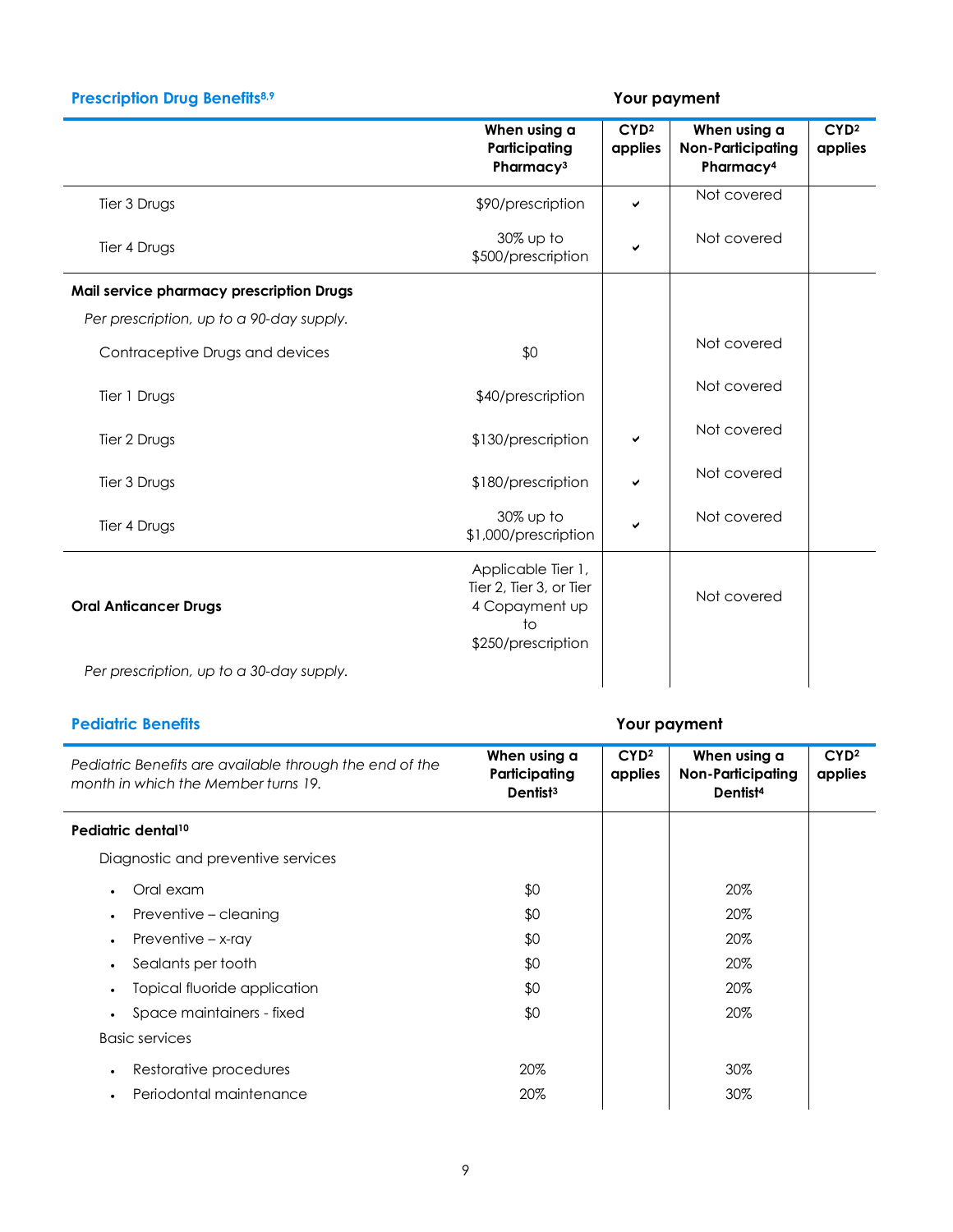## Prescription Drug Benefits[8,9]

| | Your payment | | | |
|---|---|---|---|---|
| | When using a Participating Pharmacy[3] | CYD[2] applies | When using a Non-Participating Pharmacy[4] | CYD[2] applies |
| Tier 3 Drugs | $90/prescription | ✔ | Not covered | |
| Tier 4 Drugs | 30% up to $500/prescription | ✔ | Not covered | |
| **Mail service pharmacy prescription Drugs** | | | | |
| *Per prescription, up to a 90-day supply.* | | | | |
| Contraceptive Drugs and devices | $0 | | Not covered | |
| Tier 1 Drugs | $40/prescription | | Not covered | |
| Tier 2 Drugs | $130/prescription | ✔ | Not covered | |
| Tier 3 Drugs | $180/prescription | ✔ | Not covered | |
| Tier 4 Drugs | 30% up to $1,000/prescription | ✔ | Not covered | |
| **Oral Anticancer Drugs** *Per prescription, up to a 30-day supply.* | Applicable Tier 1, Tier 2, Tier 3, or Tier 4 Copayment up to $250/prescription | | Not covered | |

## Pediatric Benefits

| | Your payment | | | |
|---|---|---|---|---|
| *Pediatric Benefits are available through the end of the month in which the Member turns 19.* | When using a Participating Dentist[3] | CYD[2] applies | When using a Non-Participating Dentist[4] | CYD[2] applies |
| **Pediatric dental**[10] | | | | |
| Diagnostic and preventive services | | | | |
| • Oral exam | $0 | | 20% | |
| • Preventive – cleaning | $0 | | 20% | |
| • Preventive – x-ray | $0 | | 20% | |
| • Sealants per tooth | $0 | | 20% | |
| • Topical fluoride application | $0 | | 20% | |
| • Space maintainers - fixed | $0 | | 20% | |
| Basic services | | | | |
| • Restorative procedures | 20% | | 30% | |
| • Periodontal maintenance | 20% | | 30% | |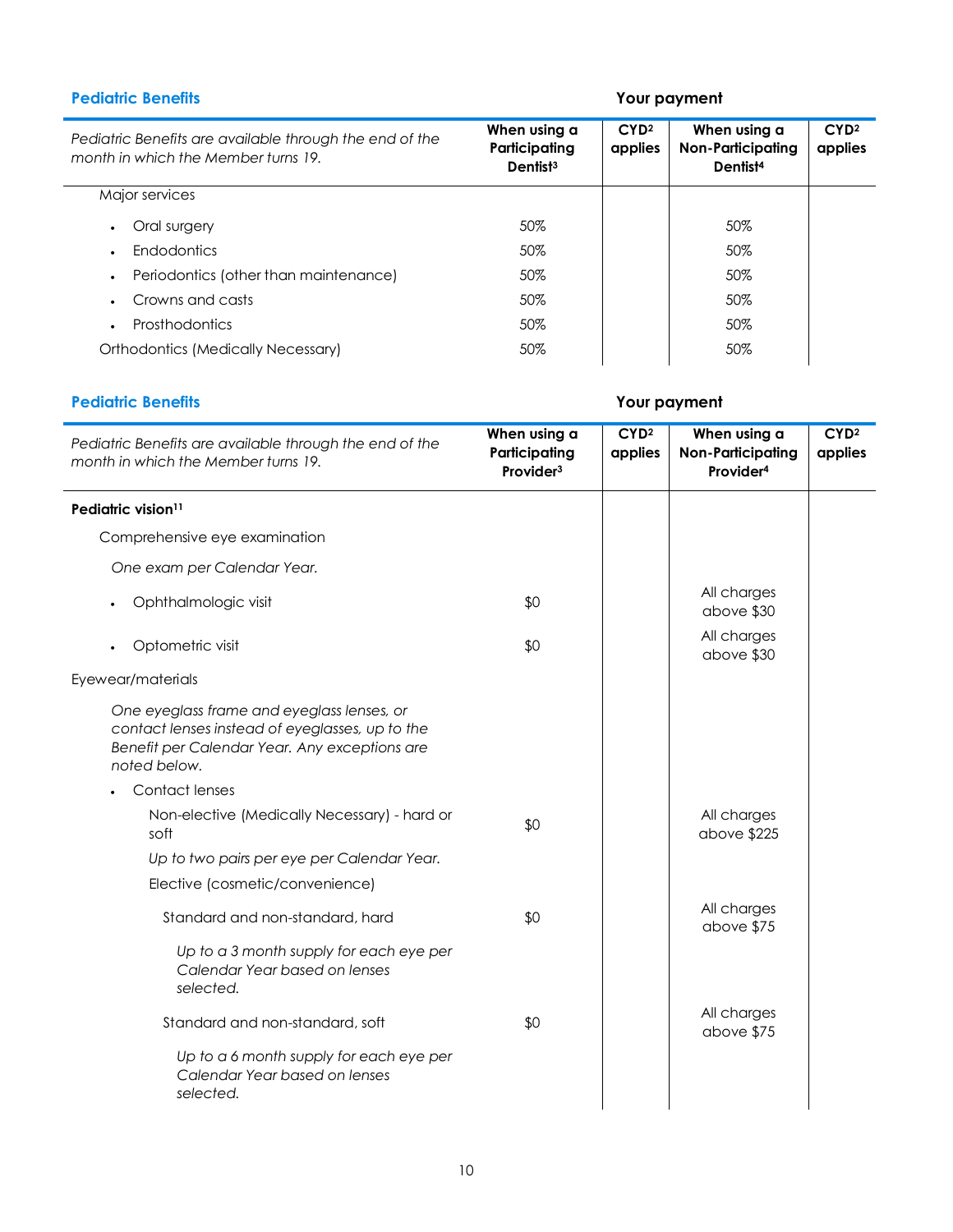**Pediatric Benefits**

| Pediatric Benefits are available through the end of the month in which the Member turns 19. | Your payment | | | |
|---|---|---|---|---|
| | When using a Participating Dentist[3] | CYD[2] applies | When using a Non-Participating Dentist[4] | CYD[2] applies |
| Major services | | | | |
| • Oral surgery | 50% | | 50% | |
| • Endodontics | 50% | | 50% | |
| • Periodontics (other than maintenance) | 50% | | 50% | |
| • Crowns and casts | 50% | | 50% | |
| • Prosthodontics | 50% | | 50% | |
| Orthodontics (Medically Necessary) | 50% | | 50% | |

**Pediatric Benefits**

| Pediatric Benefits are available through the end of the month in which the Member turns 19. | Your payment | | | |
|---|---|---|---|---|
| | When using a Participating Provider[3] | CYD[2] applies | When using a Non-Participating Provider[4] | CYD[2] applies |
| **Pediatric vision[11]** | | | | |
| Comprehensive eye examination | | | | |
| *One exam per Calendar Year.* | | | | |
| • Ophthalmologic visit | $0 | | All charges above $30 | |
| • Optometric visit | $0 | | All charges above $30 | |
| Eyewear/materials | | | | |
| *One eyeglass frame and eyeglass lenses, or contact lenses instead of eyeglasses, up to the Benefit per Calendar Year. Any exceptions are noted below.* | | | | |
| • Contact lenses | | | | |
| Non-elective (Medically Necessary) - hard or soft | $0 | | All charges above $225 | |
| *Up to two pairs per eye per Calendar Year.* | | | | |
| Elective (cosmetic/convenience) | | | | |
| Standard and non-standard, hard | $0 | | All charges above $75 | |
| *Up to a 3 month supply for each eye per Calendar Year based on lenses selected.* | | | | |
| Standard and non-standard, soft | $0 | | All charges above $75 | |
| *Up to a 6 month supply for each eye per Calendar Year based on lenses selected.* | | | | |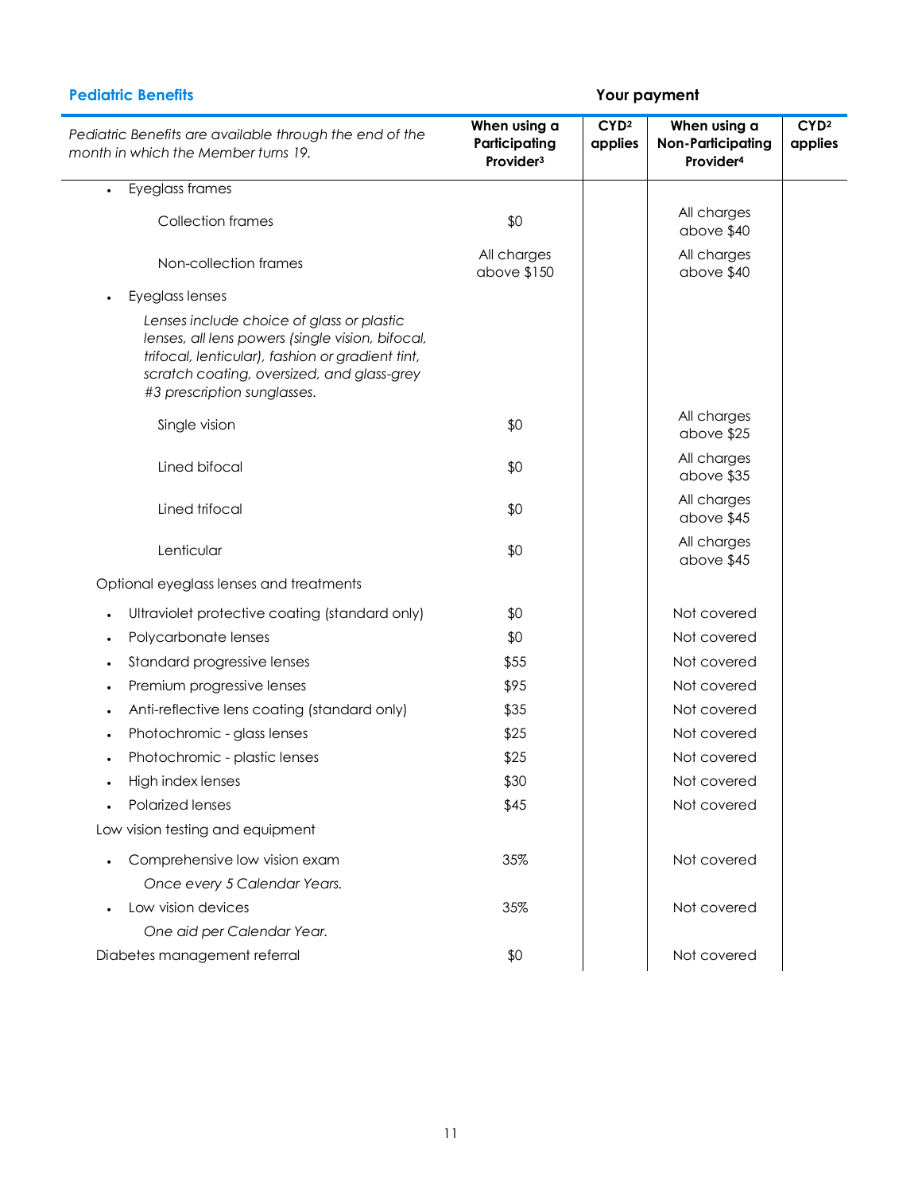| **Pediatric Benefits** | **Your payment** | | | |
|---|---|---|---|---|
| *Pediatric Benefits are available through the end of the month in which the Member turns 19.* | **When using a Participating Provider[3]** | **CYD[2] applies** | **When using a Non-Participating Provider[4]** | **CYD[2] applies** |
| • Eyeglass frames | | | | |
| Collection frames | $0 | | All charges above $40 | |
| Non-collection frames | All charges above $150 | | All charges above $40 | |
| • Eyeglass lenses | | | | |
| *Lenses include choice of glass or plastic lenses, all lens powers (single vision, bifocal, trifocal, lenticular), fashion or gradient tint, scratch coating, oversized, and glass-grey #3 prescription sunglasses.* | | | | |
| Single vision | $0 | | All charges above $25 | |
| Lined bifocal | $0 | | All charges above $35 | |
| Lined trifocal | $0 | | All charges above $45 | |
| Lenticular | $0 | | All charges above $45 | |
| Optional eyeglass lenses and treatments | | | | |
| • Ultraviolet protective coating (standard only) | $0 | | Not covered | |
| • Polycarbonate lenses | $0 | | Not covered | |
| • Standard progressive lenses | $55 | | Not covered | |
| • Premium progressive lenses | $95 | | Not covered | |
| • Anti-reflective lens coating (standard only) | $35 | | Not covered | |
| • Photochromic - glass lenses | $25 | | Not covered | |
| • Photochromic - plastic lenses | $25 | | Not covered | |
| • High index lenses | $30 | | Not covered | |
| • Polarized lenses | $45 | | Not covered | |
| Low vision testing and equipment | | | | |
| • Comprehensive low vision exam *Once every 5 Calendar Years.* | 35% | | Not covered | |
| • Low vision devices *One aid per Calendar Year.* | 35% | | Not covered | |
| Diabetes management referral | $0 | | Not covered | |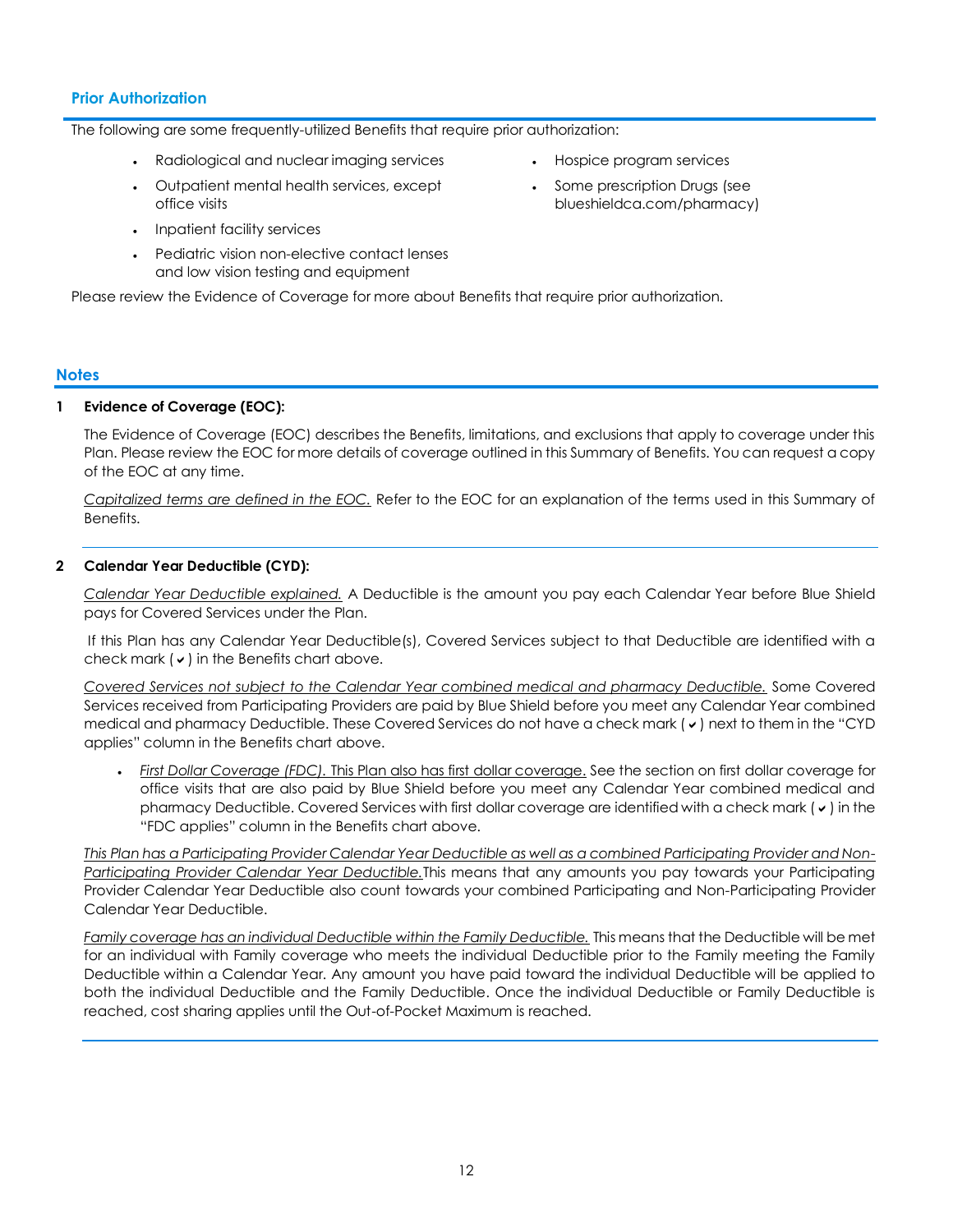## Prior Authorization

The following are some frequently-utilized Benefits that require prior authorization:

- Radiological and nuclear imaging services
- Outpatient mental health services, except office visits
- Inpatient facility services
- Pediatric vision non-elective contact lenses and low vision testing and equipment
- Hospice program services
- Some prescription Drugs (see blueshieldca.com/pharmacy)

Please review the Evidence of Coverage for more about Benefits that require prior authorization.

## Notes

**1 Evidence of Coverage (EOC):**

The Evidence of Coverage (EOC) describes the Benefits, limitations, and exclusions that apply to coverage under this Plan. Please review the EOC for more details of coverage outlined in this Summary of Benefits. You can request a copy of the EOC at any time.

*Capitalized terms are defined in the EOC.* Refer to the EOC for an explanation of the terms used in this Summary of Benefits.

**2 Calendar Year Deductible (CYD):**

*Calendar Year Deductible explained.* A Deductible is the amount you pay each Calendar Year before Blue Shield pays for Covered Services under the Plan.

If this Plan has any Calendar Year Deductible(s), Covered Services subject to that Deductible are identified with a check mark (✔) in the Benefits chart above.

*Covered Services not subject to the Calendar Year combined medical and pharmacy Deductible.* Some Covered Services received from Participating Providers are paid by Blue Shield before you meet any Calendar Year combined medical and pharmacy Deductible. These Covered Services do not have a check mark (✔) next to them in the "CYD applies" column in the Benefits chart above.

- *First Dollar Coverage (FDC). This Plan also has first dollar coverage.* See the section on first dollar coverage for office visits that are also paid by Blue Shield before you meet any Calendar Year combined medical and pharmacy Deductible. Covered Services with first dollar coverage are identified with a check mark (✔) in the "FDC applies" column in the Benefits chart above.

*This Plan has a Participating Provider Calendar Year Deductible as well as a combined Participating Provider and Non-Participating Provider Calendar Year Deductible.* This means that any amounts you pay towards your Participating Provider Calendar Year Deductible also count towards your combined Participating and Non-Participating Provider Calendar Year Deductible.

*Family coverage has an individual Deductible within the Family Deductible.* This means that the Deductible will be met for an individual with Family coverage who meets the individual Deductible prior to the Family meeting the Family Deductible within a Calendar Year. Any amount you have paid toward the individual Deductible will be applied to both the individual Deductible and the Family Deductible. Once the individual Deductible or Family Deductible is reached, cost sharing applies until the Out-of-Pocket Maximum is reached.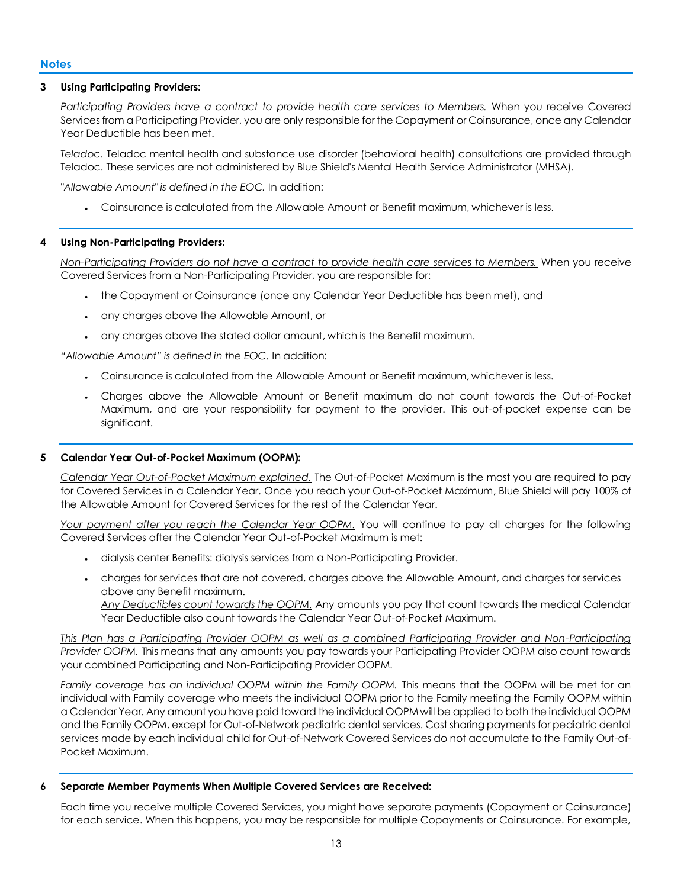## Notes

**3 Using Participating Providers:**

Participating Providers have a contract to provide health care services to Members. When you receive Covered Services from a Participating Provider, you are only responsible for the Copayment or Coinsurance, once any Calendar Year Deductible has been met.

Teladoc. Teladoc mental health and substance use disorder (behavioral health) consultations are provided through Teladoc. These services are not administered by Blue Shield's Mental Health Service Administrator (MHSA).

"Allowable Amount" is defined in the EOC. In addition:

- Coinsurance is calculated from the Allowable Amount or Benefit maximum, whichever is less.

**4 Using Non-Participating Providers:**

Non-Participating Providers do not have a contract to provide health care services to Members. When you receive Covered Services from a Non-Participating Provider, you are responsible for:

- the Copayment or Coinsurance (once any Calendar Year Deductible has been met), and
- any charges above the Allowable Amount, or
- any charges above the stated dollar amount, which is the Benefit maximum.

"Allowable Amount" is defined in the EOC. In addition:

- Coinsurance is calculated from the Allowable Amount or Benefit maximum, whichever is less.
- Charges above the Allowable Amount or Benefit maximum do not count towards the Out-of-Pocket Maximum, and are your responsibility for payment to the provider. This out-of-pocket expense can be significant.

**5 Calendar Year Out-of-Pocket Maximum (OOPM):**

Calendar Year Out-of-Pocket Maximum explained. The Out-of-Pocket Maximum is the most you are required to pay for Covered Services in a Calendar Year. Once you reach your Out-of-Pocket Maximum, Blue Shield will pay 100% of the Allowable Amount for Covered Services for the rest of the Calendar Year.

Your payment after you reach the Calendar Year OOPM. You will continue to pay all charges for the following Covered Services after the Calendar Year Out-of-Pocket Maximum is met:

- dialysis center Benefits: dialysis services from a Non-Participating Provider.
- charges for services that are not covered, charges above the Allowable Amount, and charges for services above any Benefit maximum.
  Any Deductibles count towards the OOPM. Any amounts you pay that count towards the medical Calendar Year Deductible also count towards the Calendar Year Out-of-Pocket Maximum.

This Plan has a Participating Provider OOPM as well as a combined Participating Provider and Non-Participating Provider OOPM. This means that any amounts you pay towards your Participating Provider OOPM also count towards your combined Participating and Non-Participating Provider OOPM.

Family coverage has an individual OOPM within the Family OOPM. This means that the OOPM will be met for an individual with Family coverage who meets the individual OOPM prior to the Family meeting the Family OOPM within a Calendar Year. Any amount you have paid toward the individual OOPM will be applied to both the individual OOPM and the Family OOPM, except for Out-of-Network pediatric dental services. Cost sharing payments for pediatric dental services made by each individual child for Out-of-Network Covered Services do not accumulate to the Family Out-of-Pocket Maximum.

**6 Separate Member Payments When Multiple Covered Services are Received:**

Each time you receive multiple Covered Services, you might have separate payments (Copayment or Coinsurance) for each service. When this happens, you may be responsible for multiple Copayments or Coinsurance. For example,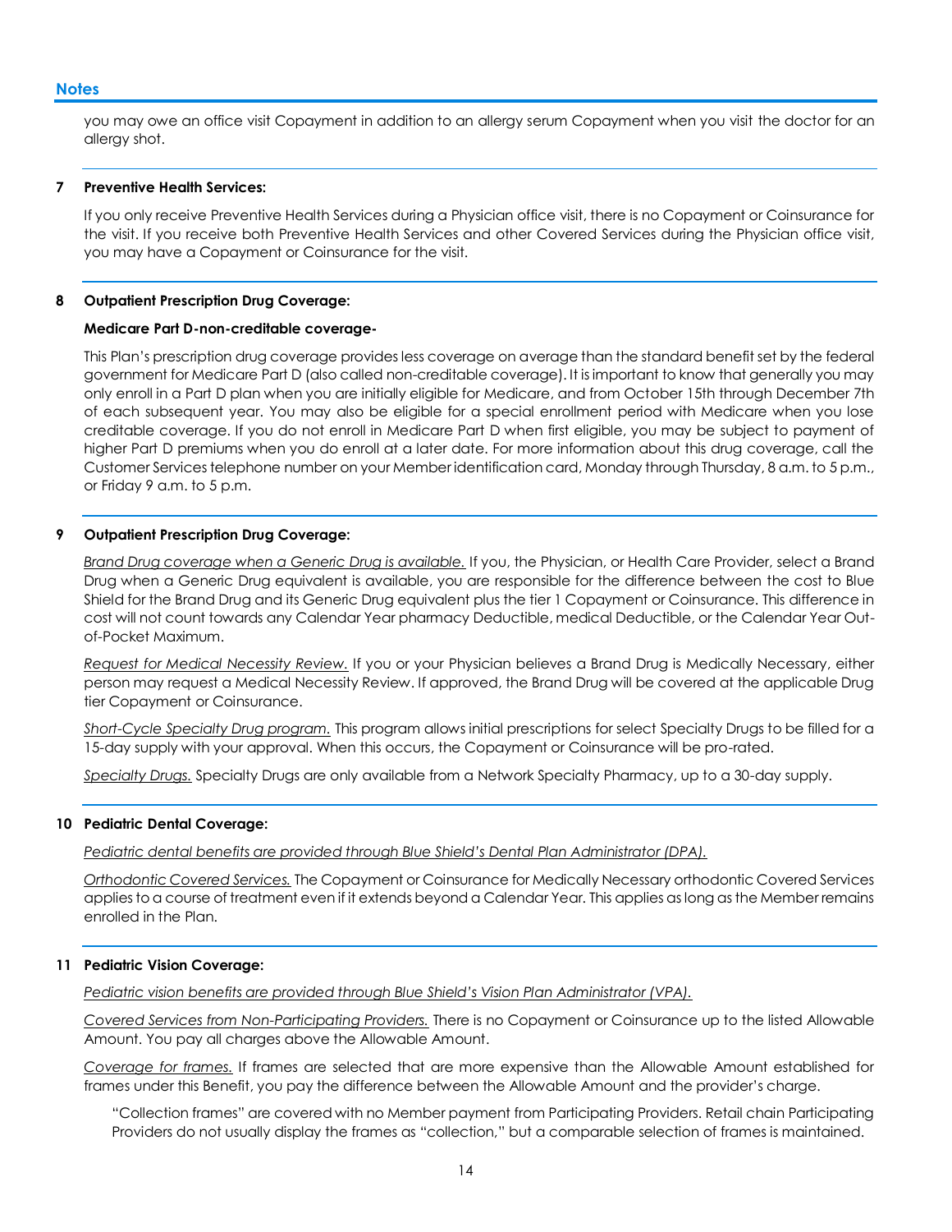## Notes

you may owe an office visit Copayment in addition to an allergy serum Copayment when you visit the doctor for an allergy shot.

**7 Preventive Health Services:**

If you only receive Preventive Health Services during a Physician office visit, there is no Copayment or Coinsurance for the visit. If you receive both Preventive Health Services and other Covered Services during the Physician office visit, you may have a Copayment or Coinsurance for the visit.

**8 Outpatient Prescription Drug Coverage:**

**Medicare Part D-non-creditable coverage-**

This Plan's prescription drug coverage provides less coverage on average than the standard benefit set by the federal government for Medicare Part D (also called non-creditable coverage). It is important to know that generally you may only enroll in a Part D plan when you are initially eligible for Medicare, and from October 15th through December 7th of each subsequent year. You may also be eligible for a special enrollment period with Medicare when you lose creditable coverage. If you do not enroll in Medicare Part D when first eligible, you may be subject to payment of higher Part D premiums when you do enroll at a later date. For more information about this drug coverage, call the Customer Services telephone number on your Member identification card, Monday through Thursday, 8 a.m. to 5 p.m., or Friday 9 a.m. to 5 p.m.

**9 Outpatient Prescription Drug Coverage:**

*Brand Drug coverage when a Generic Drug is available.* If you, the Physician, or Health Care Provider, select a Brand Drug when a Generic Drug equivalent is available, you are responsible for the difference between the cost to Blue Shield for the Brand Drug and its Generic Drug equivalent plus the tier 1 Copayment or Coinsurance. This difference in cost will not count towards any Calendar Year pharmacy Deductible, medical Deductible, or the Calendar Year Out-of-Pocket Maximum.

*Request for Medical Necessity Review.* If you or your Physician believes a Brand Drug is Medically Necessary, either person may request a Medical Necessity Review. If approved, the Brand Drug will be covered at the applicable Drug tier Copayment or Coinsurance.

*Short-Cycle Specialty Drug program.* This program allows initial prescriptions for select Specialty Drugs to be filled for a 15-day supply with your approval. When this occurs, the Copayment or Coinsurance will be pro-rated.

*Specialty Drugs.* Specialty Drugs are only available from a Network Specialty Pharmacy, up to a 30-day supply.

**10 Pediatric Dental Coverage:**

*Pediatric dental benefits are provided through Blue Shield's Dental Plan Administrator (DPA).*

*Orthodontic Covered Services.* The Copayment or Coinsurance for Medically Necessary orthodontic Covered Services applies to a course of treatment even if it extends beyond a Calendar Year. This applies as long as the Member remains enrolled in the Plan.

**11 Pediatric Vision Coverage:**

*Pediatric vision benefits are provided through Blue Shield's Vision Plan Administrator (VPA).*

*Covered Services from Non-Participating Providers.* There is no Copayment or Coinsurance up to the listed Allowable Amount. You pay all charges above the Allowable Amount.

*Coverage for frames.* If frames are selected that are more expensive than the Allowable Amount established for frames under this Benefit, you pay the difference between the Allowable Amount and the provider's charge.

"Collection frames" are covered with no Member payment from Participating Providers. Retail chain Participating Providers do not usually display the frames as "collection," but a comparable selection of frames is maintained.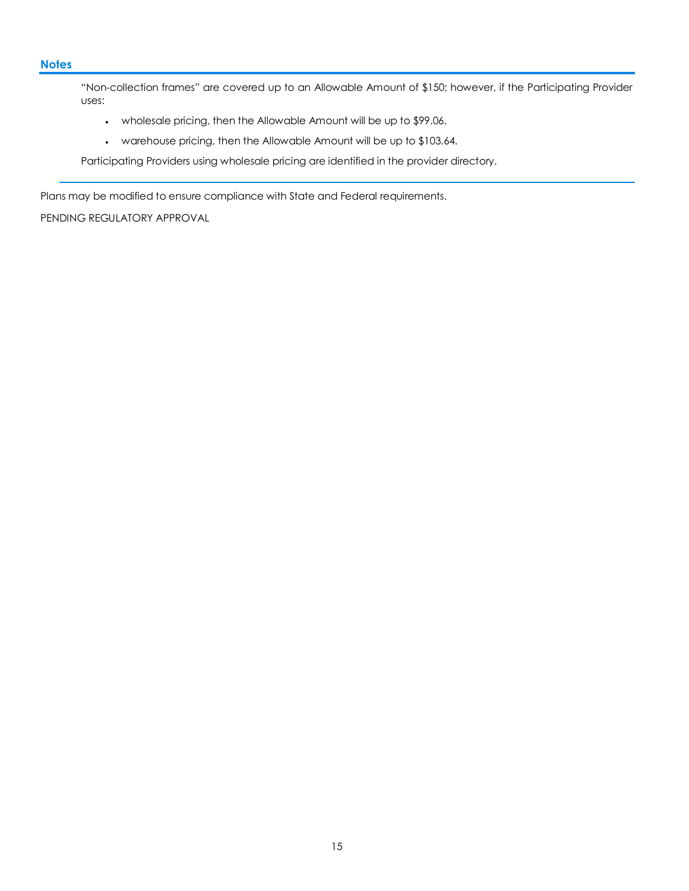### Notes

“Non-collection frames” are covered up to an Allowable Amount of $150; however, if the Participating Provider uses:

- wholesale pricing, then the Allowable Amount will be up to $99.06.
- warehouse pricing, then the Allowable Amount will be up to $103.64.

Participating Providers using wholesale pricing are identified in the provider directory.

Plans may be modified to ensure compliance with State and Federal requirements.

PENDING REGULATORY APPROVAL